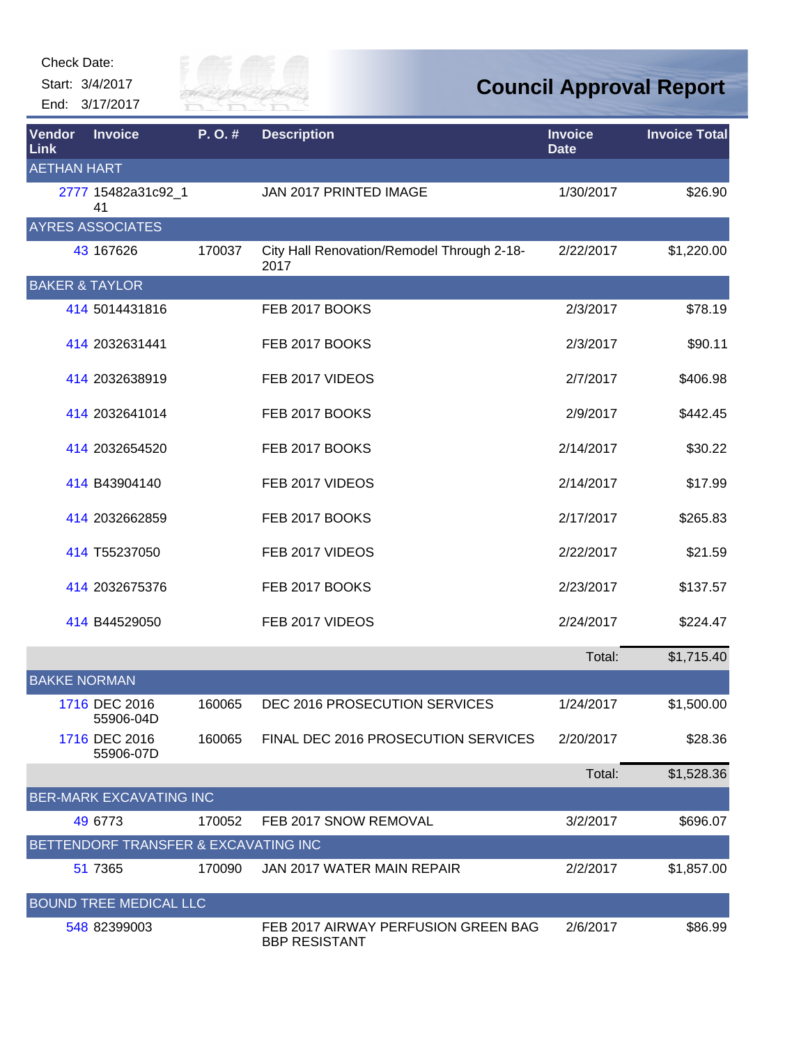Check Date:

Start: 3/4/2017

End: 3/17/2017

# Council Approval Report

| Vendor Link | Invoice | P. O. # | Description | Invoice Date | Invoice Total |
|---|---|---|---|---|---|
| **AETHAN HART** | | | | | |
| 2777 | 15482a31c92_141 | | JAN 2017 PRINTED IMAGE | 1/30/2017 | $26.90 |
| **AYRES ASSOCIATES** | | | | | |
| 43 | 167626 | 170037 | City Hall Renovation/Remodel Through 2-18-2017 | 2/22/2017 | $1,220.00 |
| **BAKER & TAYLOR** | | | | | |
| 414 | 5014431816 | | FEB 2017 BOOKS | 2/3/2017 | $78.19 |
| 414 | 2032631441 | | FEB 2017 BOOKS | 2/3/2017 | $90.11 |
| 414 | 2032638919 | | FEB 2017 VIDEOS | 2/7/2017 | $406.98 |
| 414 | 2032641014 | | FEB 2017 BOOKS | 2/9/2017 | $442.45 |
| 414 | 2032654520 | | FEB 2017 BOOKS | 2/14/2017 | $30.22 |
| 414 | B43904140 | | FEB 2017 VIDEOS | 2/14/2017 | $17.99 |
| 414 | 2032662859 | | FEB 2017 BOOKS | 2/17/2017 | $265.83 |
| 414 | T55237050 | | FEB 2017 VIDEOS | 2/22/2017 | $21.59 |
| 414 | 2032675376 | | FEB 2017 BOOKS | 2/23/2017 | $137.57 |
| 414 | B44529050 | | FEB 2017 VIDEOS | 2/24/2017 | $224.47 |
| | | | | Total: | $1,715.40 |
| **BAKKE NORMAN** | | | | | |
| 1716 | DEC 2016 55906-04D | 160065 | DEC 2016 PROSECUTION SERVICES | 1/24/2017 | $1,500.00 |
| 1716 | DEC 2016 55906-07D | 160065 | FINAL DEC 2016 PROSECUTION SERVICES | 2/20/2017 | $28.36 |
| | | | | Total: | $1,528.36 |
| **BER-MARK EXCAVATING INC** | | | | | |
| 49 | 6773 | 170052 | FEB 2017 SNOW REMOVAL | 3/2/2017 | $696.07 |
| **BETTENDORF TRANSFER & EXCAVATING INC** | | | | | |
| 51 | 7365 | 170090 | JAN 2017 WATER MAIN REPAIR | 2/2/2017 | $1,857.00 |
| **BOUND TREE MEDICAL LLC** | | | | | |
| 548 | 82399003 | | FEB 2017 AIRWAY PERFUSION GREEN BAG BBP RESISTANT | 2/6/2017 | $86.99 |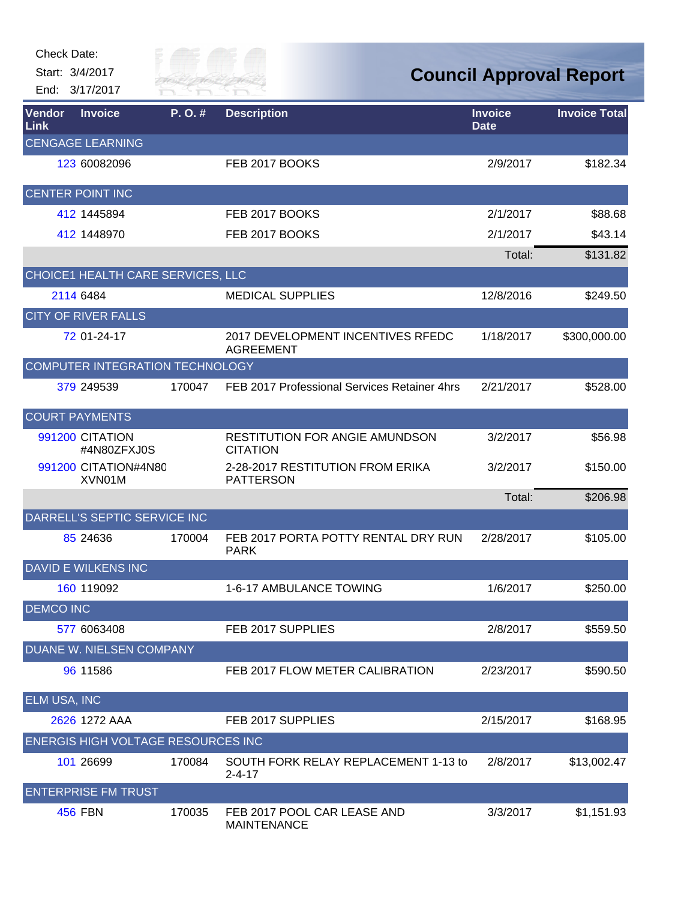Check Date:

Start: 3/4/2017

End: 3/17/2017

# Council Approval Report

| Vendor Link | Invoice | P. O. # | Description | Invoice Date | Invoice Total |
|---|---|---|---|---|---|
| CENGAGE LEARNING | | | | | |
| 123 | 60082096 | | FEB 2017 BOOKS | 2/9/2017 | $182.34 |
| CENTER POINT INC | | | | | |
| 412 | 1445894 | | FEB 2017 BOOKS | 2/1/2017 | $88.68 |
| 412 | 1448970 | | FEB 2017 BOOKS | 2/1/2017 | $43.14 |
| | | | | Total: | $131.82 |
| CHOICE1 HEALTH CARE SERVICES, LLC | | | | | |
| 2114 | 6484 | | MEDICAL SUPPLIES | 12/8/2016 | $249.50 |
| CITY OF RIVER FALLS | | | | | |
| 72 | 01-24-17 | | 2017 DEVELOPMENT INCENTIVES RFEDC AGREEMENT | 1/18/2017 | $300,000.00 |
| COMPUTER INTEGRATION TECHNOLOGY | | | | | |
| 379 | 249539 | 170047 | FEB 2017 Professional Services Retainer 4hrs | 2/21/2017 | $528.00 |
| COURT PAYMENTS | | | | | |
| 991200 | CITATION #4N80ZFXJ0S | | RESTITUTION FOR ANGIE AMUNDSON CITATION | 3/2/2017 | $56.98 |
| 991200 | CITATION#4N80 XVN01M | | 2-28-2017 RESTITUTION FROM ERIKA PATTERSON | 3/2/2017 | $150.00 |
| | | | | Total: | $206.98 |
| DARRELL'S SEPTIC SERVICE INC | | | | | |
| 85 | 24636 | 170004 | FEB 2017 PORTA POTTY RENTAL DRY RUN PARK | 2/28/2017 | $105.00 |
| DAVID E WILKENS INC | | | | | |
| 160 | 119092 | | 1-6-17 AMBULANCE TOWING | 1/6/2017 | $250.00 |
| DEMCO INC | | | | | |
| 577 | 6063408 | | FEB 2017 SUPPLIES | 2/8/2017 | $559.50 |
| DUANE W. NIELSEN COMPANY | | | | | |
| 96 | 11586 | | FEB 2017 FLOW METER CALIBRATION | 2/23/2017 | $590.50 |
| ELM USA, INC | | | | | |
| 2626 | 1272 AAA | | FEB 2017 SUPPLIES | 2/15/2017 | $168.95 |
| ENERGIS HIGH VOLTAGE RESOURCES INC | | | | | |
| 101 | 26699 | 170084 | SOUTH FORK RELAY REPLACEMENT 1-13 to 2-4-17 | 2/8/2017 | $13,002.47 |
| ENTERPRISE FM TRUST | | | | | |
| 456 | FBN | 170035 | FEB 2017 POOL CAR LEASE AND MAINTENANCE | 3/3/2017 | $1,151.93 |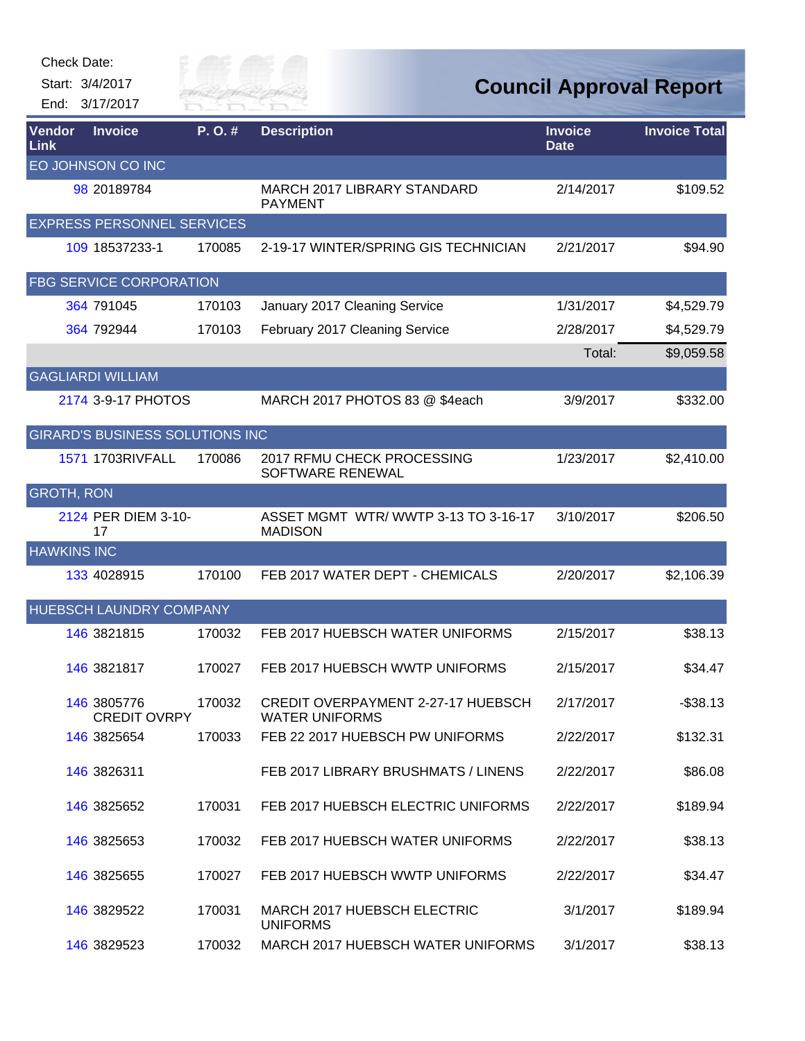Check Date:
Start: 3/4/2017
End: 3/17/2017

# Council Approval Report

| Vendor Link | Invoice | P. O. # | Description | Invoice Date | Invoice Total |
|---|---|---|---|---|---|
| **EO JOHNSON CO INC** | | | | | |
| 98 | 20189784 | | MARCH 2017 LIBRARY STANDARD PAYMENT | 2/14/2017 | $109.52 |
| **EXPRESS PERSONNEL SERVICES** | | | | | |
| 109 | 18537233-1 | 170085 | 2-19-17 WINTER/SPRING GIS TECHNICIAN | 2/21/2017 | $94.90 |
| **FBG SERVICE CORPORATION** | | | | | |
| 364 | 791045 | 170103 | January 2017 Cleaning Service | 1/31/2017 | $4,529.79 |
| 364 | 792944 | 170103 | February 2017 Cleaning Service | 2/28/2017 | $4,529.79 |
| | | | | Total: | $9,059.58 |
| **GAGLIARDI WILLIAM** | | | | | |
| 2174 | 3-9-17 PHOTOS | | MARCH 2017 PHOTOS 83 @ $4each | 3/9/2017 | $332.00 |
| **GIRARD'S BUSINESS SOLUTIONS INC** | | | | | |
| 1571 | 1703RIVFALL | 170086 | 2017 RFMU CHECK PROCESSING SOFTWARE RENEWAL | 1/23/2017 | $2,410.00 |
| **GROTH, RON** | | | | | |
| 2124 | PER DIEM 3-10-17 | | ASSET MGMT WTR/ WWTP 3-13 TO 3-16-17 MADISON | 3/10/2017 | $206.50 |
| **HAWKINS INC** | | | | | |
| 133 | 4028915 | 170100 | FEB 2017 WATER DEPT - CHEMICALS | 2/20/2017 | $2,106.39 |
| **HUEBSCH LAUNDRY COMPANY** | | | | | |
| 146 | 3821815 | 170032 | FEB 2017 HUEBSCH WATER UNIFORMS | 2/15/2017 | $38.13 |
| 146 | 3821817 | 170027 | FEB 2017 HUEBSCH WWTP UNIFORMS | 2/15/2017 | $34.47 |
| 146 | 3805776 CREDIT OVRPY | 170032 | CREDIT OVERPAYMENT 2-27-17 HUEBSCH WATER UNIFORMS | 2/17/2017 | -$38.13 |
| 146 | 3825654 | 170033 | FEB 22 2017 HUEBSCH PW UNIFORMS | 2/22/2017 | $132.31 |
| 146 | 3826311 | | FEB 2017 LIBRARY BRUSHMATS / LINENS | 2/22/2017 | $86.08 |
| 146 | 3825652 | 170031 | FEB 2017 HUEBSCH ELECTRIC UNIFORMS | 2/22/2017 | $189.94 |
| 146 | 3825653 | 170032 | FEB 2017 HUEBSCH WATER UNIFORMS | 2/22/2017 | $38.13 |
| 146 | 3825655 | 170027 | FEB 2017 HUEBSCH WWTP UNIFORMS | 2/22/2017 | $34.47 |
| 146 | 3829522 | 170031 | MARCH 2017 HUEBSCH ELECTRIC UNIFORMS | 3/1/2017 | $189.94 |
| 146 | 3829523 | 170032 | MARCH 2017 HUEBSCH WATER UNIFORMS | 3/1/2017 | $38.13 |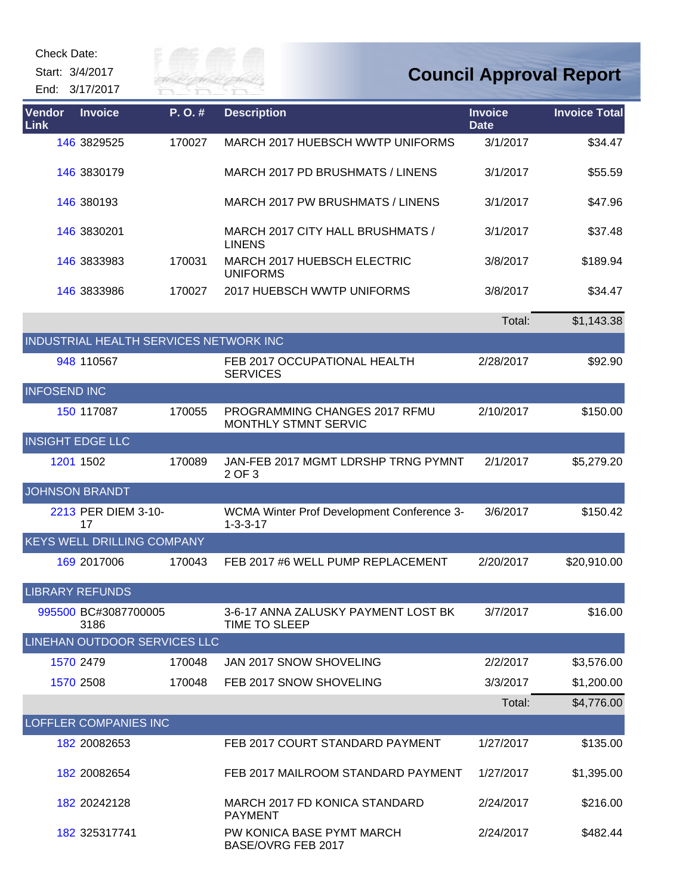Check Date:

Start: 3/4/2017

End: 3/17/2017

# Council Approval Report

| Vendor Link | Invoice | P. O. # | Description | Invoice Date | Invoice Total |
|---|---|---|---|---|---|
| 146 | 3829525 | 170027 | MARCH 2017 HUEBSCH WWTP UNIFORMS | 3/1/2017 | $34.47 |
| 146 | 3830179 | | MARCH 2017 PD BRUSHMATS / LINENS | 3/1/2017 | $55.59 |
| 146 | 380193 | | MARCH 2017 PW BRUSHMATS / LINENS | 3/1/2017 | $47.96 |
| 146 | 3830201 | | MARCH 2017 CITY HALL BRUSHMATS / LINENS | 3/1/2017 | $37.48 |
| 146 | 3833983 | 170031 | MARCH 2017 HUEBSCH ELECTRIC UNIFORMS | 3/8/2017 | $189.94 |
| 146 | 3833986 | 170027 | 2017 HUEBSCH WWTP UNIFORMS | 3/8/2017 | $34.47 |
| | | | | Total: | $1,143.38 |
| INDUSTRIAL HEALTH SERVICES NETWORK INC | | | | | |
| 948 | 110567 | | FEB 2017 OCCUPATIONAL HEALTH SERVICES | 2/28/2017 | $92.90 |
| INFOSEND INC | | | | | |
| 150 | 117087 | 170055 | PROGRAMMING CHANGES 2017 RFMU MONTHLY STMNT SERVIC | 2/10/2017 | $150.00 |
| INSIGHT EDGE LLC | | | | | |
| 1201 | 1502 | 170089 | JAN-FEB 2017 MGMT LDRSHP TRNG PYMNT 2 OF 3 | 2/1/2017 | $5,279.20 |
| JOHNSON BRANDT | | | | | |
| 2213 | PER DIEM 3-10-17 | | WCMA Winter Prof Development Conference 3-1-3-3-17 | 3/6/2017 | $150.42 |
| KEYS WELL DRILLING COMPANY | | | | | |
| 169 | 2017006 | 170043 | FEB 2017 #6 WELL PUMP REPLACEMENT | 2/20/2017 | $20,910.00 |
| LIBRARY REFUNDS | | | | | |
| 995500 | BC#3087700005 3186 | | 3-6-17 ANNA ZALUSKY PAYMENT LOST BK TIME TO SLEEP | 3/7/2017 | $16.00 |
| LINEHAN OUTDOOR SERVICES LLC | | | | | |
| 1570 | 2479 | 170048 | JAN 2017 SNOW SHOVELING | 2/2/2017 | $3,576.00 |
| 1570 | 2508 | 170048 | FEB 2017 SNOW SHOVELING | 3/3/2017 | $1,200.00 |
| | | | | Total: | $4,776.00 |
| LOFFLER COMPANIES INC | | | | | |
| 182 | 20082653 | | FEB 2017 COURT STANDARD PAYMENT | 1/27/2017 | $135.00 |
| 182 | 20082654 | | FEB 2017 MAILROOM STANDARD PAYMENT | 1/27/2017 | $1,395.00 |
| 182 | 20242128 | | MARCH 2017 FD KONICA STANDARD PAYMENT | 2/24/2017 | $216.00 |
| 182 | 325317741 | | PW KONICA BASE PYMT MARCH BASE/OVRG FEB 2017 | 2/24/2017 | $482.44 |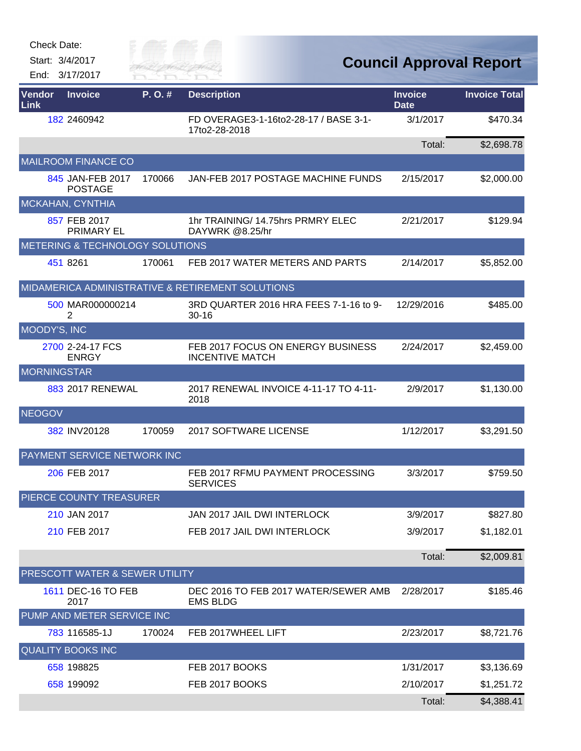Check Date:

Start: 3/4/2017

End: 3/17/2017

# Council Approval Report

| Vendor Link | Invoice | P. O. # | Description | Invoice Date | Invoice Total |
|---|---|---|---|---|---|
| 182 | 2460942 | | FD OVERAGE3-1-16to2-28-17 / BASE 3-1-17to2-28-2018 | 3/1/2017 | $470.34 |
| | | | | Total: | $2,698.78 |
| MAILROOM FINANCE CO | | | | | |
| 845 | JAN-FEB 2017 POSTAGE | 170066 | JAN-FEB 2017 POSTAGE MACHINE FUNDS | 2/15/2017 | $2,000.00 |
| MCKAHAN, CYNTHIA | | | | | |
| 857 | FEB 2017 PRIMARY EL | | 1hr TRAINING/ 14.75hrs PRMRY ELEC DAYWRK @8.25/hr | 2/21/2017 | $129.94 |
| METERING & TECHNOLOGY SOLUTIONS | | | | | |
| 451 | 8261 | 170061 | FEB 2017 WATER METERS AND PARTS | 2/14/2017 | $5,852.00 |
| MIDAMERICA ADMINISTRATIVE & RETIREMENT SOLUTIONS | | | | | |
| 500 | MAR000000214 2 | | 3RD QUARTER 2016 HRA FEES 7-1-16 to 9-30-16 | 12/29/2016 | $485.00 |
| MOODY'S, INC | | | | | |
| 2700 | 2-24-17 FCS ENRGY | | FEB 2017 FOCUS ON ENERGY BUSINESS INCENTIVE MATCH | 2/24/2017 | $2,459.00 |
| MORNINGSTAR | | | | | |
| 883 | 2017 RENEWAL | | 2017 RENEWAL INVOICE 4-11-17 TO 4-11-2018 | 2/9/2017 | $1,130.00 |
| NEOGOV | | | | | |
| 382 | INV20128 | 170059 | 2017 SOFTWARE LICENSE | 1/12/2017 | $3,291.50 |
| PAYMENT SERVICE NETWORK INC | | | | | |
| 206 | FEB 2017 | | FEB 2017 RFMU PAYMENT PROCESSING SERVICES | 3/3/2017 | $759.50 |
| PIERCE COUNTY TREASURER | | | | | |
| 210 | JAN 2017 | | JAN 2017 JAIL DWI INTERLOCK | 3/9/2017 | $827.80 |
| 210 | FEB 2017 | | FEB 2017 JAIL DWI INTERLOCK | 3/9/2017 | $1,182.01 |
| | | | | Total: | $2,009.81 |
| PRESCOTT WATER & SEWER UTILITY | | | | | |
| 1611 | DEC-16 TO FEB 2017 | | DEC 2016 TO FEB 2017 WATER/SEWER AMB EMS BLDG | 2/28/2017 | $185.46 |
| PUMP AND METER SERVICE INC | | | | | |
| 783 | 116585-1J | 170024 | FEB 2017WHEEL LIFT | 2/23/2017 | $8,721.76 |
| QUALITY BOOKS INC | | | | | |
| 658 | 198825 | | FEB 2017 BOOKS | 1/31/2017 | $3,136.69 |
| 658 | 199092 | | FEB 2017 BOOKS | 2/10/2017 | $1,251.72 |
| | | | | Total: | $4,388.41 |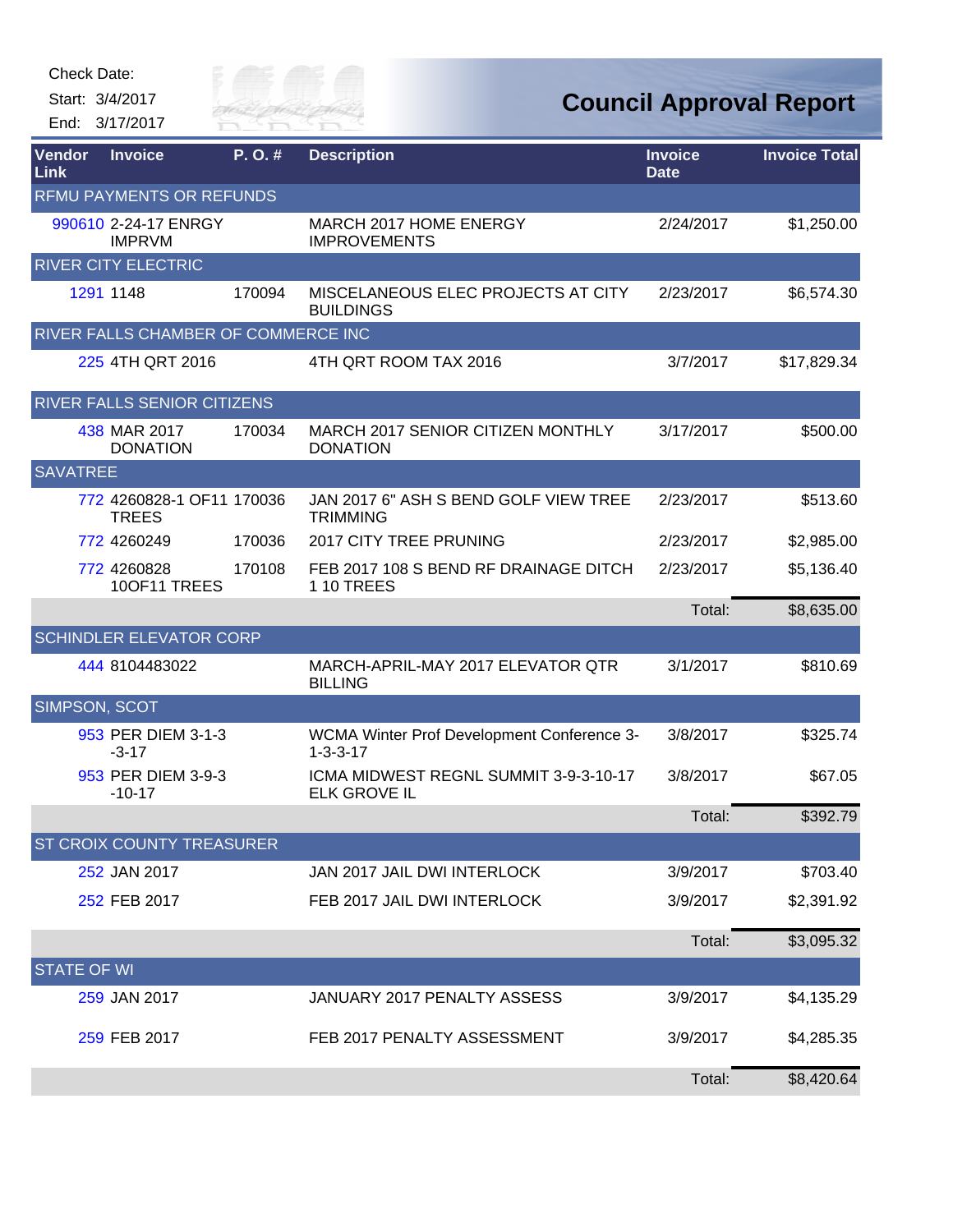Check Date:

Start: 3/4/2017

End: 3/17/2017

# Council Approval Report

| Vendor Link | Invoice | P. O. # | Description | Invoice Date | Invoice Total |
|---|---|---|---|---|---|
| **RFMU PAYMENTS OR REFUNDS** | | | | | |
| 990610 | 2-24-17 ENRGY IMPRVM | | MARCH 2017 HOME ENERGY IMPROVEMENTS | 2/24/2017 | $1,250.00 |
| **RIVER CITY ELECTRIC** | | | | | |
| 1291 | 1148 | 170094 | MISCELANEOUS ELEC PROJECTS AT CITY BUILDINGS | 2/23/2017 | $6,574.30 |
| **RIVER FALLS CHAMBER OF COMMERCE INC** | | | | | |
| 225 | 4TH QRT 2016 | | 4TH QRT ROOM TAX 2016 | 3/7/2017 | $17,829.34 |
| **RIVER FALLS SENIOR CITIZENS** | | | | | |
| 438 | MAR 2017 DONATION | 170034 | MARCH 2017 SENIOR CITIZEN MONTHLY DONATION | 3/17/2017 | $500.00 |
| **SAVATREE** | | | | | |
| 772 | 4260828-1 OF11 TREES | 170036 | JAN 2017 6" ASH S BEND GOLF VIEW TREE TRIMMING | 2/23/2017 | $513.60 |
| 772 | 4260249 | 170036 | 2017 CITY TREE PRUNING | 2/23/2017 | $2,985.00 |
| 772 | 4260828 10OF11 TREES | 170108 | FEB 2017 108 S BEND RF DRAINAGE DITCH 1 10 TREES | 2/23/2017 | $5,136.40 |
| | | | | Total: | $8,635.00 |
| **SCHINDLER ELEVATOR CORP** | | | | | |
| 444 | 8104483022 | | MARCH-APRIL-MAY 2017 ELEVATOR QTR BILLING | 3/1/2017 | $810.69 |
| **SIMPSON, SCOT** | | | | | |
| 953 | PER DIEM 3-1-3-3-17 | | WCMA Winter Prof Development Conference 3-1-3-3-17 | 3/8/2017 | $325.74 |
| 953 | PER DIEM 3-9-3-10-17 | | ICMA MIDWEST REGNL SUMMIT 3-9-3-10-17 ELK GROVE IL | 3/8/2017 | $67.05 |
| | | | | Total: | $392.79 |
| **ST CROIX COUNTY TREASURER** | | | | | |
| 252 | JAN 2017 | | JAN 2017 JAIL DWI INTERLOCK | 3/9/2017 | $703.40 |
| 252 | FEB 2017 | | FEB 2017 JAIL DWI INTERLOCK | 3/9/2017 | $2,391.92 |
| | | | | Total: | $3,095.32 |
| **STATE OF WI** | | | | | |
| 259 | JAN 2017 | | JANUARY 2017 PENALTY ASSESS | 3/9/2017 | $4,135.29 |
| 259 | FEB 2017 | | FEB 2017 PENALTY ASSESSMENT | 3/9/2017 | $4,285.35 |
| | | | | Total: | $8,420.64 |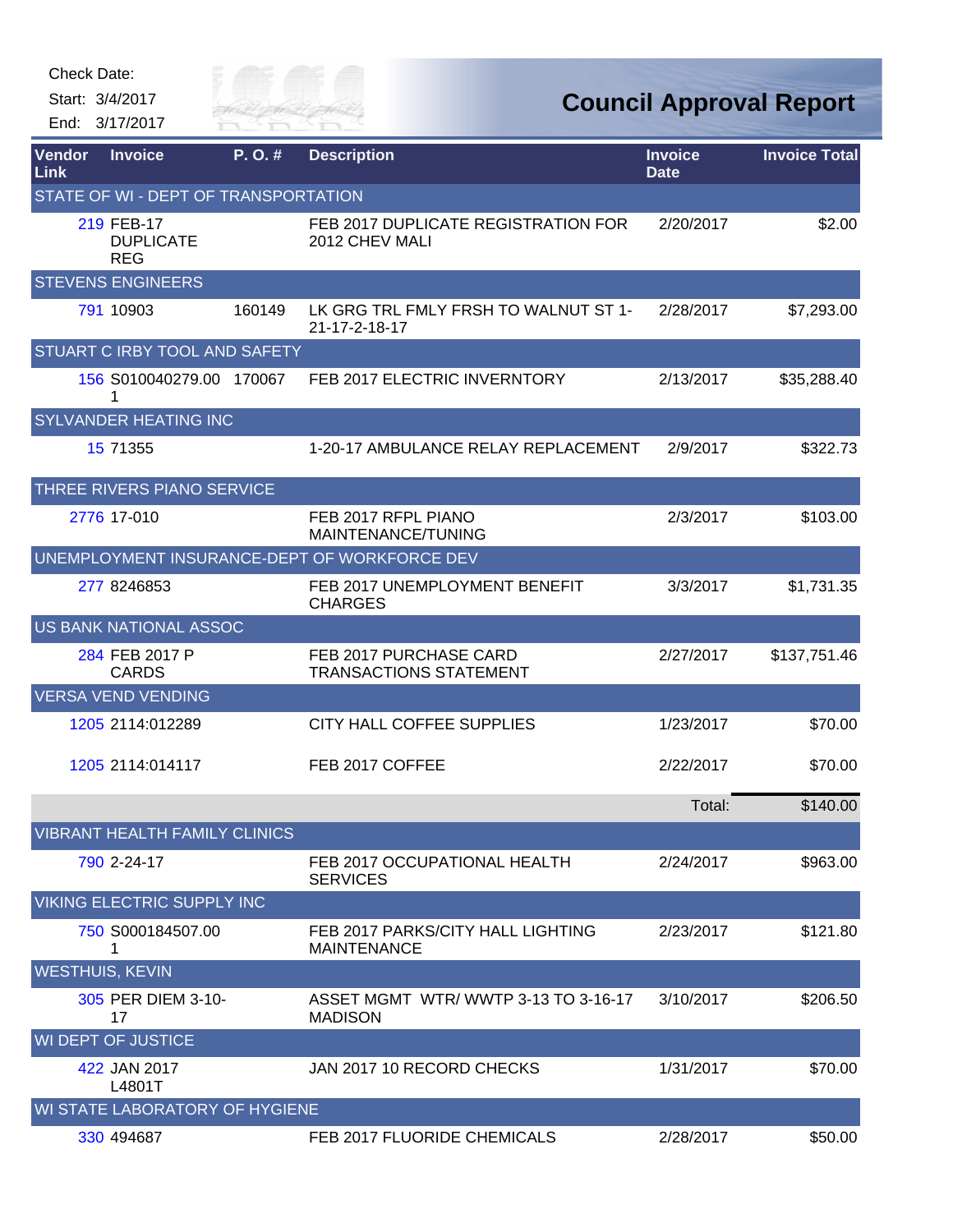Check Date:

Start: 3/4/2017

End: 3/17/2017

# Council Approval Report

| Vendor Link | Invoice | P. O. # | Description | Invoice Date | Invoice Total |
|---|---|---|---|---|---|
| STATE OF WI - DEPT OF TRANSPORTATION | | | | | |
| 219 | FEB-17 DUPLICATE REG | | FEB 2017 DUPLICATE REGISTRATION FOR 2012 CHEV MALI | 2/20/2017 | $2.00 |
| STEVENS ENGINEERS | | | | | |
| 791 | 10903 | 160149 | LK GRG TRL FMLY FRSH TO WALNUT ST 1-21-17-2-18-17 | 2/28/2017 | $7,293.00 |
| STUART C IRBY TOOL AND SAFETY | | | | | |
| 156 | S010040279.001 | 170067 | FEB 2017 ELECTRIC INVERNTORY | 2/13/2017 | $35,288.40 |
| SYLVANDER HEATING INC | | | | | |
| 15 | 71355 | | 1-20-17 AMBULANCE RELAY REPLACEMENT | 2/9/2017 | $322.73 |
| THREE RIVERS PIANO SERVICE | | | | | |
| 2776 | 17-010 | | FEB 2017 RFPL PIANO MAINTENANCE/TUNING | 2/3/2017 | $103.00 |
| UNEMPLOYMENT INSURANCE-DEPT OF WORKFORCE DEV | | | | | |
| 277 | 8246853 | | FEB 2017 UNEMPLOYMENT BENEFIT CHARGES | 3/3/2017 | $1,731.35 |
| US BANK NATIONAL ASSOC | | | | | |
| 284 | FEB 2017 P CARDS | | FEB 2017 PURCHASE CARD TRANSACTIONS STATEMENT | 2/27/2017 | $137,751.46 |
| VERSA VEND VENDING | | | | | |
| 1205 | 2114:012289 | | CITY HALL COFFEE SUPPLIES | 1/23/2017 | $70.00 |
| 1205 | 2114:014117 | | FEB 2017 COFFEE | 2/22/2017 | $70.00 |
| | | | | Total: | $140.00 |
| VIBRANT HEALTH FAMILY CLINICS | | | | | |
| 790 | 2-24-17 | | FEB 2017 OCCUPATIONAL HEALTH SERVICES | 2/24/2017 | $963.00 |
| VIKING ELECTRIC SUPPLY INC | | | | | |
| 750 | S000184507.001 | | FEB 2017 PARKS/CITY HALL LIGHTING MAINTENANCE | 2/23/2017 | $121.80 |
| WESTHUIS, KEVIN | | | | | |
| 305 | PER DIEM 3-10-17 | | ASSET MGMT WTR/ WWTP 3-13 TO 3-16-17 MADISON | 3/10/2017 | $206.50 |
| WI DEPT OF JUSTICE | | | | | |
| 422 | JAN 2017 L4801T | | JAN 2017 10 RECORD CHECKS | 1/31/2017 | $70.00 |
| WI STATE LABORATORY OF HYGIENE | | | | | |
| 330 | 494687 | | FEB 2017 FLUORIDE CHEMICALS | 2/28/2017 | $50.00 |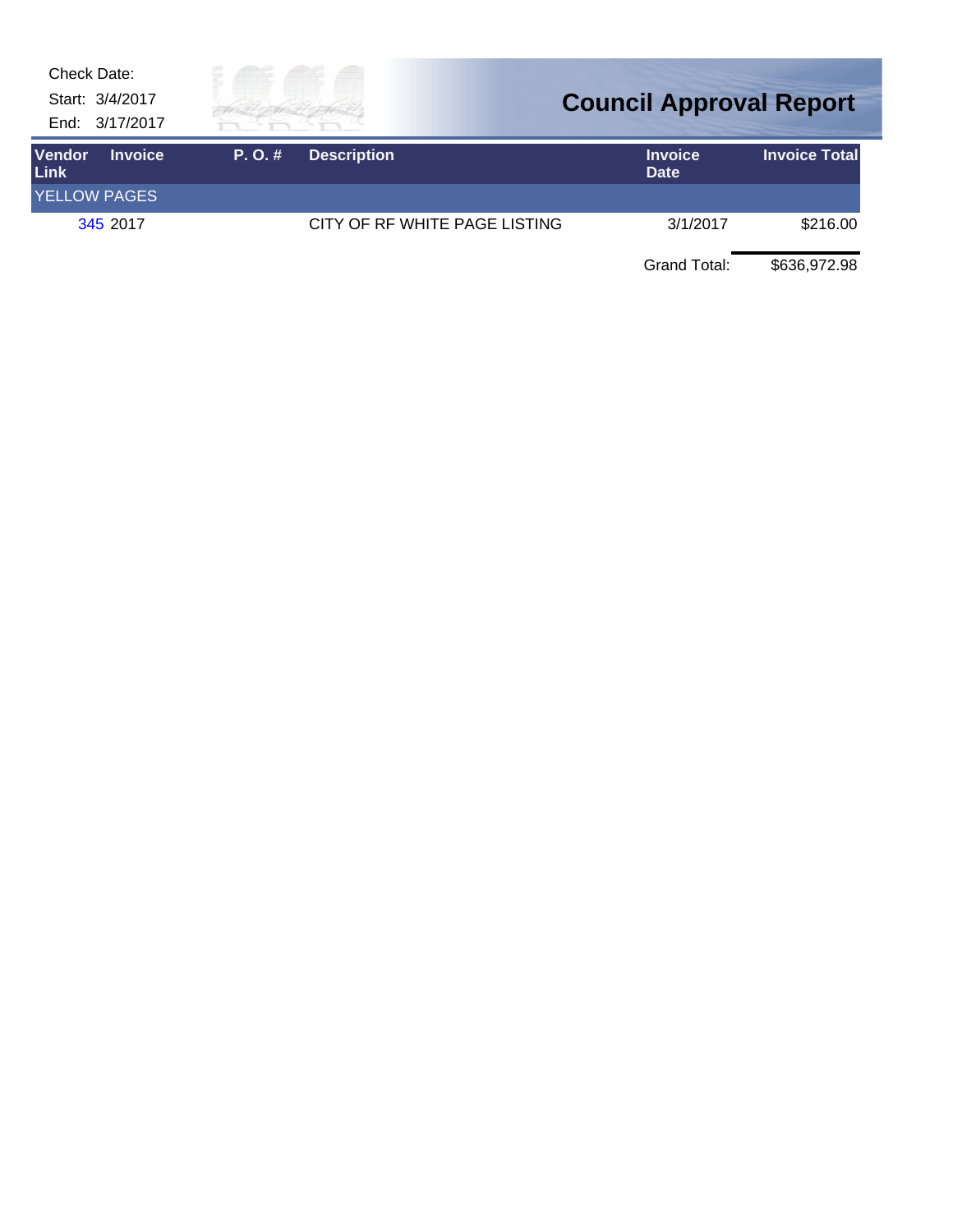Check Date:

Start: 3/4/2017

End: 3/17/2017

# Council Approval Report

| Vendor Link | Invoice | P. O. # | Description | Invoice Date | Invoice Total |
|---|---|---|---|---|---|
| YELLOW PAGES | | | | | |
| 345 | 2017 | | CITY OF RF WHITE PAGE LISTING | 3/1/2017 | $216.00 |
| | | | | Grand Total: | $636,972.98 |